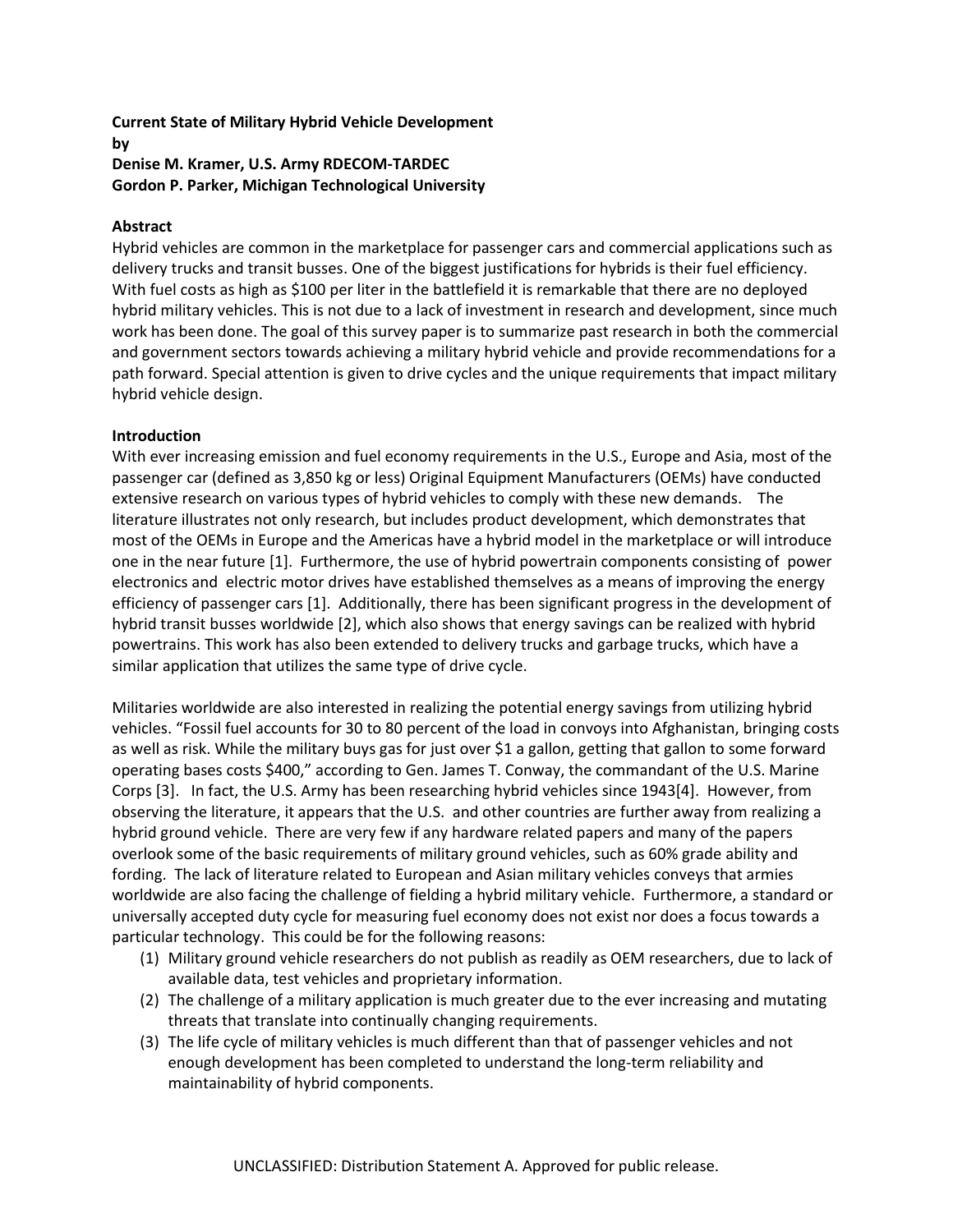# Current State of Military Hybrid Vehicle Development

**by**

**Denise M. Kramer, U.S. Army RDECOM-TARDEC**

**Gordon P. Parker, Michigan Technological University**

## Abstract

Hybrid vehicles are common in the marketplace for passenger cars and commercial applications such as delivery trucks and transit busses. One of the biggest justifications for hybrids is their fuel efficiency. With fuel costs as high as $100 per liter in the battlefield it is remarkable that there are no deployed hybrid military vehicles. This is not due to a lack of investment in research and development, since much work has been done. The goal of this survey paper is to summarize past research in both the commercial and government sectors towards achieving a military hybrid vehicle and provide recommendations for a path forward. Special attention is given to drive cycles and the unique requirements that impact military hybrid vehicle design.

## Introduction

With ever increasing emission and fuel economy requirements in the U.S., Europe and Asia, most of the passenger car (defined as 3,850 kg or less) Original Equipment Manufacturers (OEMs) have conducted extensive research on various types of hybrid vehicles to comply with these new demands. The literature illustrates not only research, but includes product development, which demonstrates that most of the OEMs in Europe and the Americas have a hybrid model in the marketplace or will introduce one in the near future [1]. Furthermore, the use of hybrid powertrain components consisting of power electronics and electric motor drives have established themselves as a means of improving the energy efficiency of passenger cars [1]. Additionally, there has been significant progress in the development of hybrid transit busses worldwide [2], which also shows that energy savings can be realized with hybrid powertrains. This work has also been extended to delivery trucks and garbage trucks, which have a similar application that utilizes the same type of drive cycle.

Militaries worldwide are also interested in realizing the potential energy savings from utilizing hybrid vehicles. "Fossil fuel accounts for 30 to 80 percent of the load in convoys into Afghanistan, bringing costs as well as risk. While the military buys gas for just over $1 a gallon, getting that gallon to some forward operating bases costs $400," according to Gen. James T. Conway, the commandant of the U.S. Marine Corps [3]. In fact, the U.S. Army has been researching hybrid vehicles since 1943[4]. However, from observing the literature, it appears that the U.S. and other countries are further away from realizing a hybrid ground vehicle. There are very few if any hardware related papers and many of the papers overlook some of the basic requirements of military ground vehicles, such as 60% grade ability and fording. The lack of literature related to European and Asian military vehicles conveys that armies worldwide are also facing the challenge of fielding a hybrid military vehicle. Furthermore, a standard or universally accepted duty cycle for measuring fuel economy does not exist nor does a focus towards a particular technology. This could be for the following reasons:

(1) Military ground vehicle researchers do not publish as readily as OEM researchers, due to lack of available data, test vehicles and proprietary information.
(2) The challenge of a military application is much greater due to the ever increasing and mutating threats that translate into continually changing requirements.
(3) The life cycle of military vehicles is much different than that of passenger vehicles and not enough development has been completed to understand the long-term reliability and maintainability of hybrid components.

UNCLASSIFIED: Distribution Statement A. Approved for public release.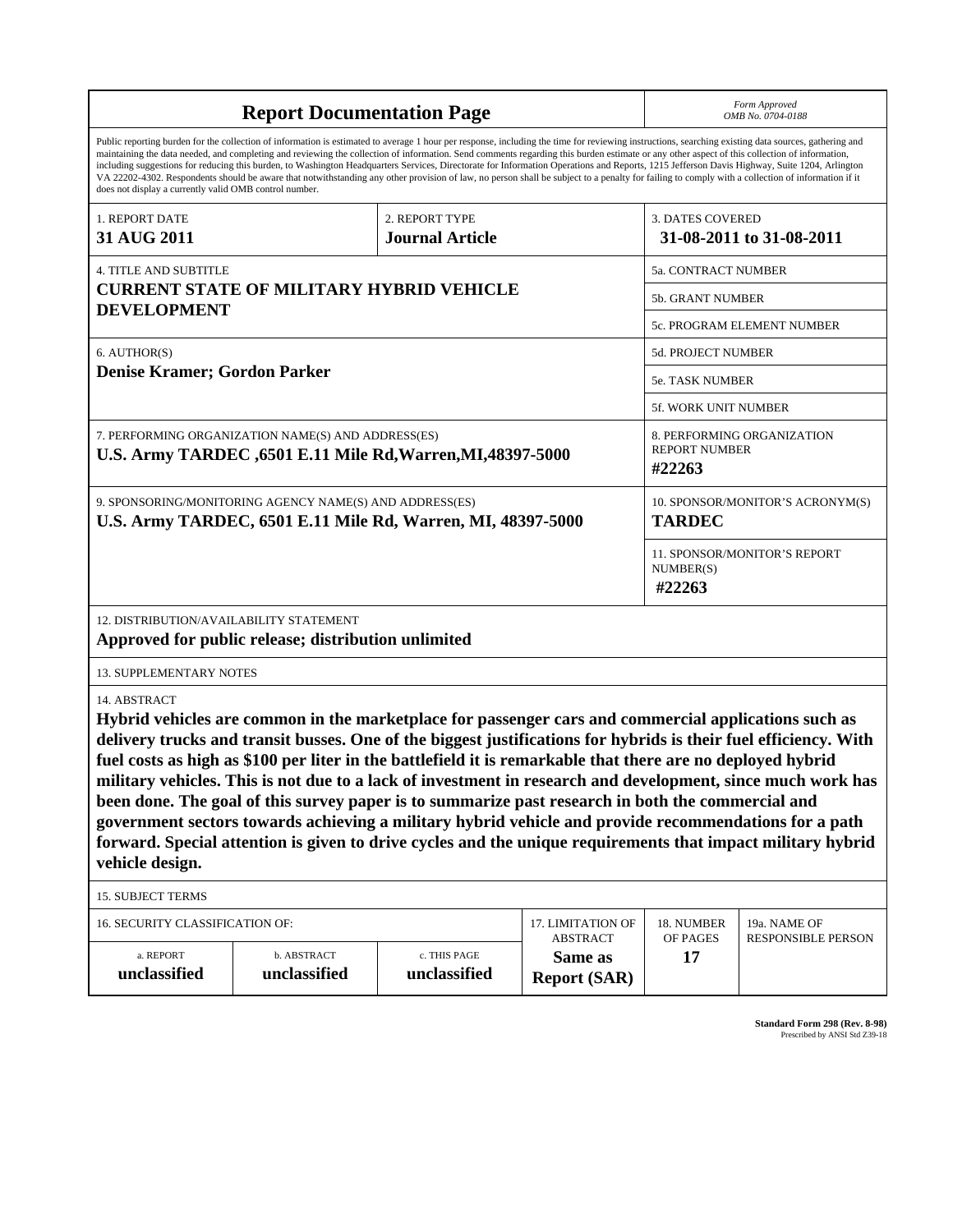# Report Documentation Page

*Form Approved*
*OMB No. 0704-0188*

Public reporting burden for the collection of information is estimated to average 1 hour per response, including the time for reviewing instructions, searching existing data sources, gathering and maintaining the data needed, and completing and reviewing the collection of information. Send comments regarding this burden estimate or any other aspect of this collection of information, including suggestions for reducing this burden, to Washington Headquarters Services, Directorate for Information Operations and Reports, 1215 Jefferson Davis Highway, Suite 1204, Arlington VA 22202-4302. Respondents should be aware that notwithstanding any other provision of law, no person shall be subject to a penalty for failing to comply with a collection of information if it does not display a currently valid OMB control number.

| 1. REPORT DATE | 2. REPORT TYPE | 3. DATES COVERED |
|---|---|---|
| **31 AUG 2011** | **Journal Article** | **31-08-2011 to 31-08-2011** |

| 4. TITLE AND SUBTITLE | |
|---|---|
| **CURRENT STATE OF MILITARY HYBRID VEHICLE DEVELOPMENT** | 5a. CONTRACT NUMBER |
| | 5b. GRANT NUMBER |
| | 5c. PROGRAM ELEMENT NUMBER |

| 6. AUTHOR(S) | |
|---|---|
| **Denise Kramer; Gordon Parker** | 5d. PROJECT NUMBER |
| | 5e. TASK NUMBER |
| | 5f. WORK UNIT NUMBER |

| 7. PERFORMING ORGANIZATION NAME(S) AND ADDRESS(ES) | 8. PERFORMING ORGANIZATION REPORT NUMBER |
|---|---|
| **U.S. Army TARDEC ,6501 E.11 Mile Rd,Warren,MI,48397-5000** | **#22263** |

| 9. SPONSORING/MONITORING AGENCY NAME(S) AND ADDRESS(ES) | 10. SPONSOR/MONITOR'S ACRONYM(S) |
|---|---|
| **U.S. Army TARDEC, 6501 E.11 Mile Rd, Warren, MI, 48397-5000** | **TARDEC** |
| | 11. SPONSOR/MONITOR'S REPORT NUMBER(S) **#22263** |

12. DISTRIBUTION/AVAILABILITY STATEMENT

**Approved for public release; distribution unlimited**

13. SUPPLEMENTARY NOTES

14. ABSTRACT

**Hybrid vehicles are common in the marketplace for passenger cars and commercial applications such as delivery trucks and transit busses. One of the biggest justifications for hybrids is their fuel efficiency. With fuel costs as high as $100 per liter in the battlefield it is remarkable that there are no deployed hybrid military vehicles. This is not due to a lack of investment in research and development, since much work has been done. The goal of this survey paper is to summarize past research in both the commercial and government sectors towards achieving a military hybrid vehicle and provide recommendations for a path forward. Special attention is given to drive cycles and the unique requirements that impact military hybrid vehicle design.**

15. SUBJECT TERMS

| 16. SECURITY CLASSIFICATION OF: | | | 17. LIMITATION OF ABSTRACT | 18. NUMBER OF PAGES | 19a. NAME OF RESPONSIBLE PERSON |
|---|---|---|---|---|---|
| a. REPORT | b. ABSTRACT | c. THIS PAGE | | | |
| **unclassified** | **unclassified** | **unclassified** | **Same as Report (SAR)** | **17** | |

**Standard Form 298 (Rev. 8-98)**
Prescribed by ANSI Std Z39-18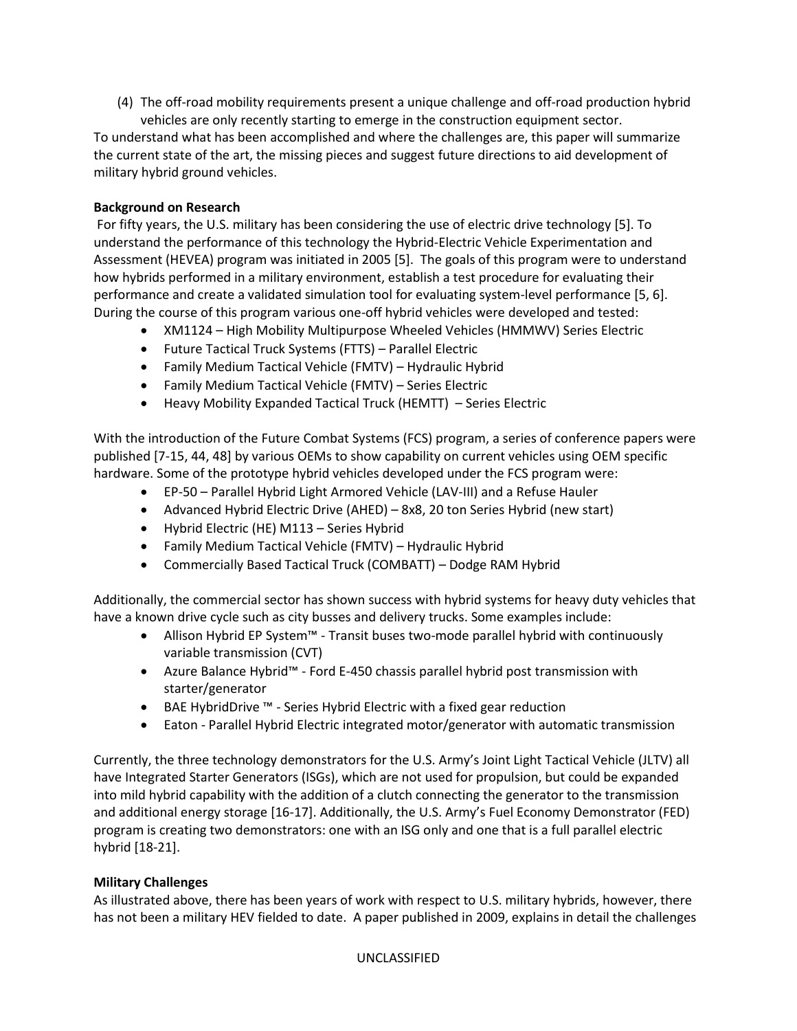(4) The off-road mobility requirements present a unique challenge and off-road production hybrid vehicles are only recently starting to emerge in the construction equipment sector.

To understand what has been accomplished and where the challenges are, this paper will summarize the current state of the art, the missing pieces and suggest future directions to aid development of military hybrid ground vehicles.

**Background on Research**

For fifty years, the U.S. military has been considering the use of electric drive technology [5]. To understand the performance of this technology the Hybrid-Electric Vehicle Experimentation and Assessment (HEVEA) program was initiated in 2005 [5]. The goals of this program were to understand how hybrids performed in a military environment, establish a test procedure for evaluating their performance and create a validated simulation tool for evaluating system-level performance [5, 6]. During the course of this program various one-off hybrid vehicles were developed and tested:

- XM1124 – High Mobility Multipurpose Wheeled Vehicles (HMMWV) Series Electric
- Future Tactical Truck Systems (FTTS) – Parallel Electric
- Family Medium Tactical Vehicle (FMTV) – Hydraulic Hybrid
- Family Medium Tactical Vehicle (FMTV) – Series Electric
- Heavy Mobility Expanded Tactical Truck (HEMTT) – Series Electric

With the introduction of the Future Combat Systems (FCS) program, a series of conference papers were published [7-15, 44, 48] by various OEMs to show capability on current vehicles using OEM specific hardware. Some of the prototype hybrid vehicles developed under the FCS program were:

- EP-50 – Parallel Hybrid Light Armored Vehicle (LAV-III) and a Refuse Hauler
- Advanced Hybrid Electric Drive (AHED) – 8x8, 20 ton Series Hybrid (new start)
- Hybrid Electric (HE) M113 – Series Hybrid
- Family Medium Tactical Vehicle (FMTV) – Hydraulic Hybrid
- Commercially Based Tactical Truck (COMBATT) – Dodge RAM Hybrid

Additionally, the commercial sector has shown success with hybrid systems for heavy duty vehicles that have a known drive cycle such as city busses and delivery trucks. Some examples include:

- Allison Hybrid EP System™ - Transit buses two-mode parallel hybrid with continuously variable transmission (CVT)
- Azure Balance Hybrid™ - Ford E-450 chassis parallel hybrid post transmission with starter/generator
- BAE HybridDrive ™ - Series Hybrid Electric with a fixed gear reduction
- Eaton - Parallel Hybrid Electric integrated motor/generator with automatic transmission

Currently, the three technology demonstrators for the U.S. Army's Joint Light Tactical Vehicle (JLTV) all have Integrated Starter Generators (ISGs), which are not used for propulsion, but could be expanded into mild hybrid capability with the addition of a clutch connecting the generator to the transmission and additional energy storage [16-17]. Additionally, the U.S. Army's Fuel Economy Demonstrator (FED) program is creating two demonstrators: one with an ISG only and one that is a full parallel electric hybrid [18-21].

**Military Challenges**

As illustrated above, there has been years of work with respect to U.S. military hybrids, however, there has not been a military HEV fielded to date. A paper published in 2009, explains in detail the challenges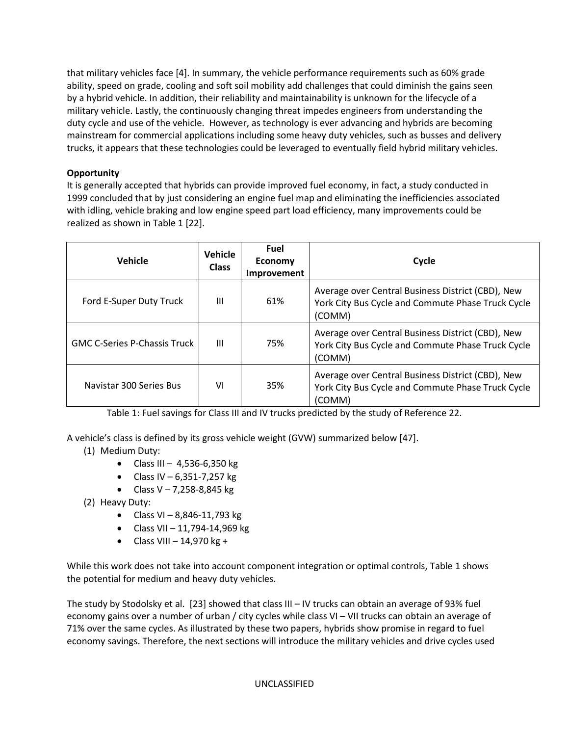that military vehicles face [4]. In summary, the vehicle performance requirements such as 60% grade ability, speed on grade, cooling and soft soil mobility add challenges that could diminish the gains seen by a hybrid vehicle. In addition, their reliability and maintainability is unknown for the lifecycle of a military vehicle. Lastly, the continuously changing threat impedes engineers from understanding the duty cycle and use of the vehicle. However, as technology is ever advancing and hybrids are becoming mainstream for commercial applications including some heavy duty vehicles, such as busses and delivery trucks, it appears that these technologies could be leveraged to eventually field hybrid military vehicles.

**Opportunity**

It is generally accepted that hybrids can provide improved fuel economy, in fact, a study conducted in 1999 concluded that by just considering an engine fuel map and eliminating the inefficiencies associated with idling, vehicle braking and low engine speed part load efficiency, many improvements could be realized as shown in Table 1 [22].

| Vehicle | Vehicle Class | Fuel Economy Improvement | Cycle |
| --- | --- | --- | --- |
| Ford E-Super Duty Truck | III | 61% | Average over Central Business District (CBD), New York City Bus Cycle and Commute Phase Truck Cycle (COMM) |
| GMC C-Series P-Chassis Truck | III | 75% | Average over Central Business District (CBD), New York City Bus Cycle and Commute Phase Truck Cycle (COMM) |
| Navistar 300 Series Bus | VI | 35% | Average over Central Business District (CBD), New York City Bus Cycle and Commute Phase Truck Cycle (COMM) |

Table 1: Fuel savings for Class III and IV trucks predicted by the study of Reference 22.

A vehicle's class is defined by its gross vehicle weight (GVW) summarized below [47].

(1) Medium Duty:
- Class III – 4,536-6,350 kg
- Class IV – 6,351-7,257 kg
- Class V – 7,258-8,845 kg

(2) Heavy Duty:
- Class VI – 8,846-11,793 kg
- Class VII – 11,794-14,969 kg
- Class VIII – 14,970 kg +

While this work does not take into account component integration or optimal controls, Table 1 shows the potential for medium and heavy duty vehicles.

The study by Stodolsky et al. [23] showed that class III – IV trucks can obtain an average of 93% fuel economy gains over a number of urban / city cycles while class VI – VII trucks can obtain an average of 71% over the same cycles. As illustrated by these two papers, hybrids show promise in regard to fuel economy savings. Therefore, the next sections will introduce the military vehicles and drive cycles used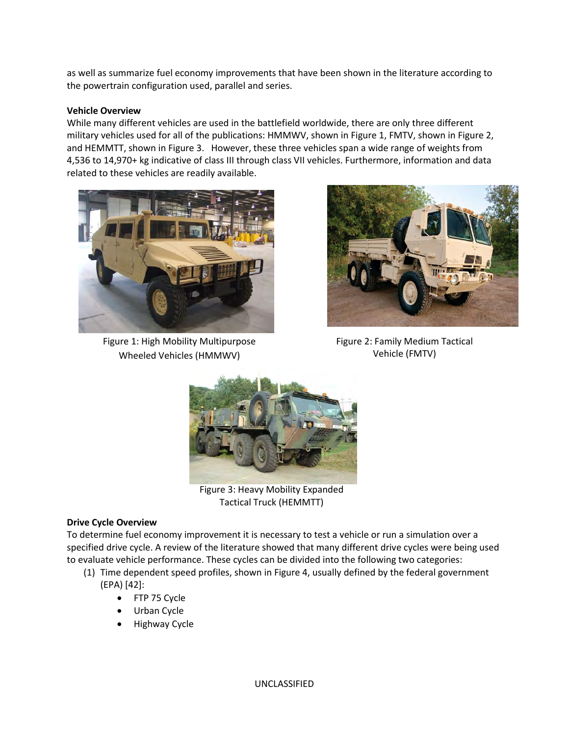as well as summarize fuel economy improvements that have been shown in the literature according to the powertrain configuration used, parallel and series.

**Vehicle Overview**

While many different vehicles are used in the battlefield worldwide, there are only three different military vehicles used for all of the publications: HMMWV, shown in Figure 1, FMTV, shown in Figure 2, and HEMMTT, shown in Figure 3. However, these three vehicles span a wide range of weights from 4,536 to 14,970+ kg indicative of class III through class VII vehicles. Furthermore, information and data related to these vehicles are readily available.

Figure 1: High Mobility Multipurpose Wheeled Vehicles (HMMWV)

Figure 2: Family Medium Tactical Vehicle (FMTV)

Figure 3: Heavy Mobility Expanded Tactical Truck (HEMMTT)

**Drive Cycle Overview**

To determine fuel economy improvement it is necessary to test a vehicle or run a simulation over a specified drive cycle. A review of the literature showed that many different drive cycles were being used to evaluate vehicle performance. These cycles can be divided into the following two categories:

(1) Time dependent speed profiles, shown in Figure 4, usually defined by the federal government (EPA) [42]:
- FTP 75 Cycle
- Urban Cycle
- Highway Cycle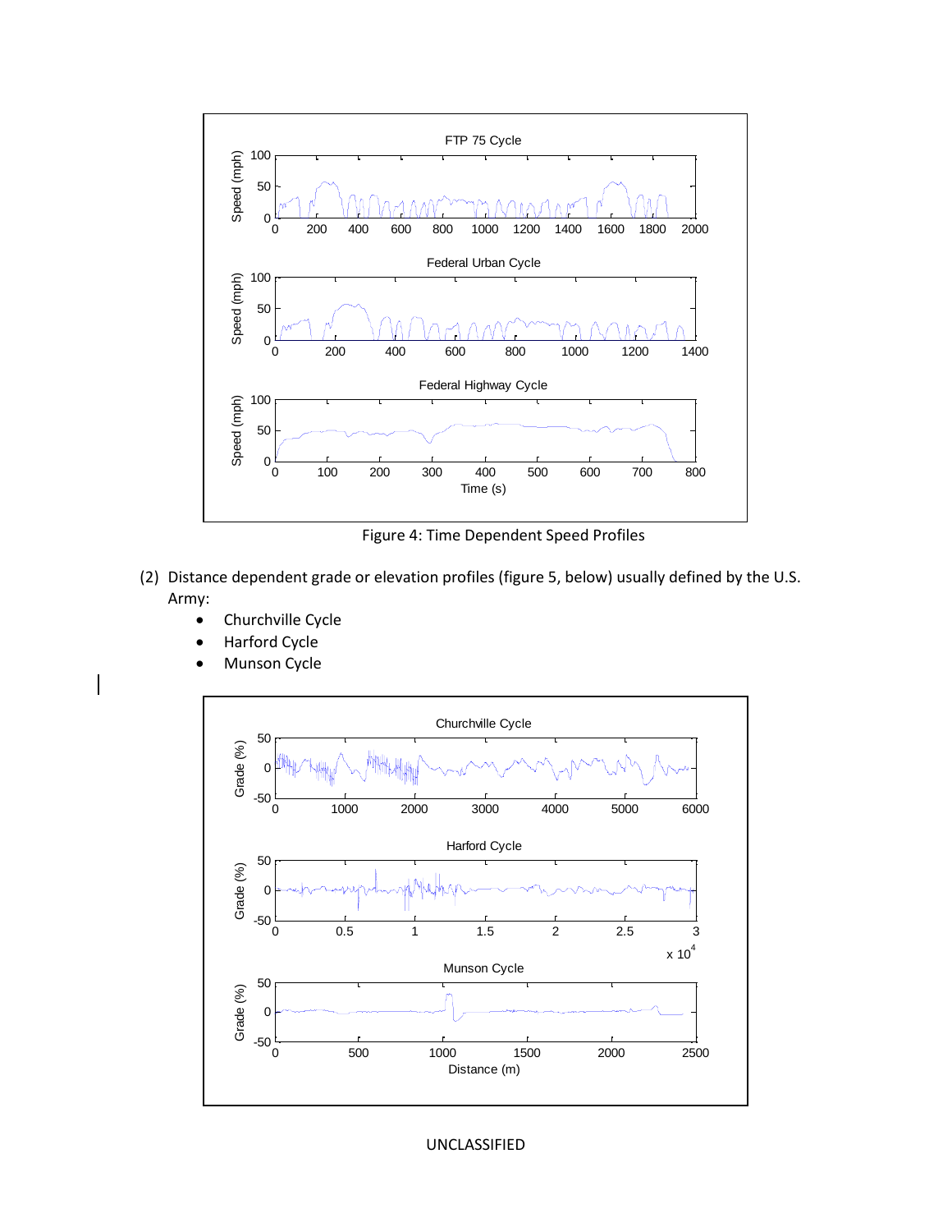Figure 4: Time Dependent Speed Profiles

(2) Distance dependent grade or elevation profiles (figure 5, below) usually defined by the U.S. Army:

- Churchville Cycle
- Harford Cycle
- Munson Cycle

UNCLASSIFIED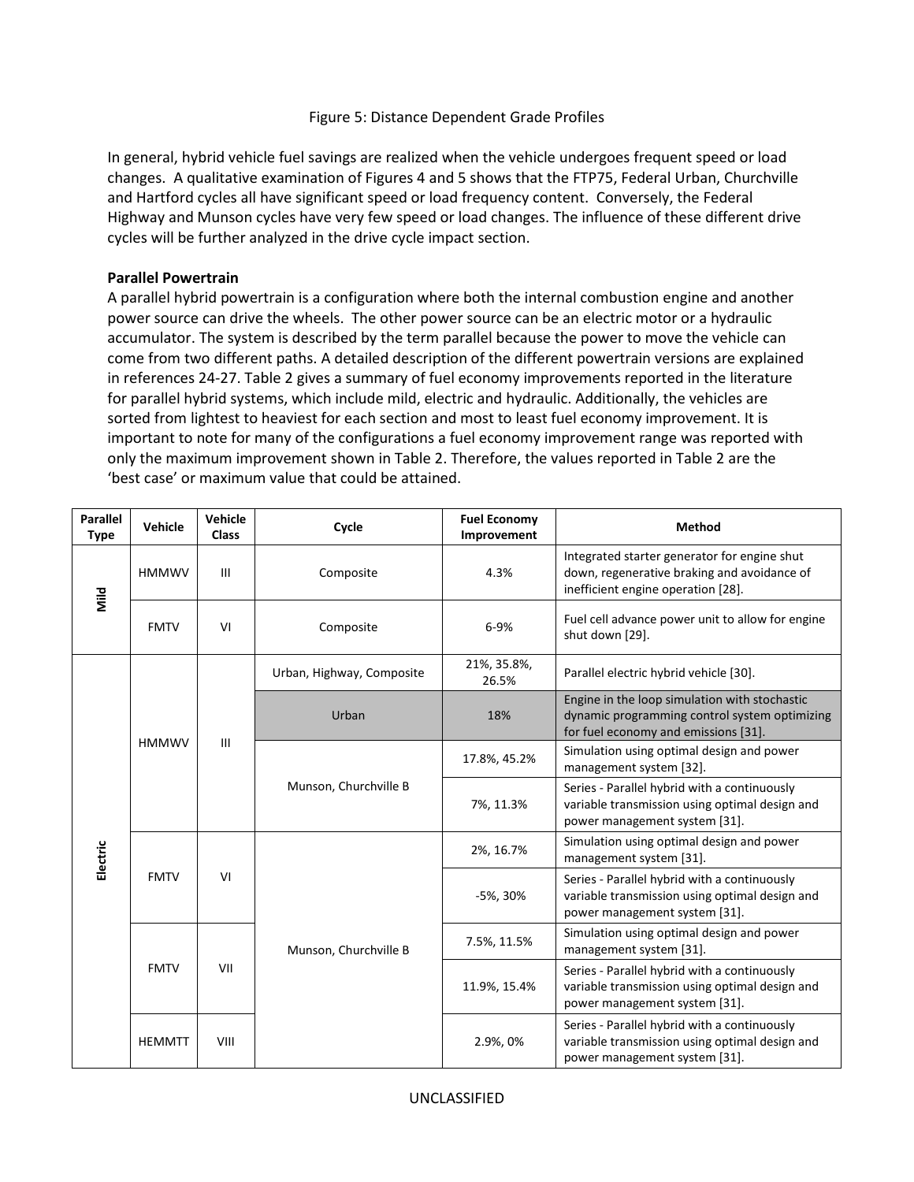Figure 5: Distance Dependent Grade Profiles

In general, hybrid vehicle fuel savings are realized when the vehicle undergoes frequent speed or load changes. A qualitative examination of Figures 4 and 5 shows that the FTP75, Federal Urban, Churchville and Hartford cycles all have significant speed or load frequency content. Conversely, the Federal Highway and Munson cycles have very few speed or load changes. The influence of these different drive cycles will be further analyzed in the drive cycle impact section.

**Parallel Powertrain**

A parallel hybrid powertrain is a configuration where both the internal combustion engine and another power source can drive the wheels. The other power source can be an electric motor or a hydraulic accumulator. The system is described by the term parallel because the power to move the vehicle can come from two different paths. A detailed description of the different powertrain versions are explained in references 24-27. Table 2 gives a summary of fuel economy improvements reported in the literature for parallel hybrid systems, which include mild, electric and hydraulic. Additionally, the vehicles are sorted from lightest to heaviest for each section and most to least fuel economy improvement. It is important to note for many of the configurations a fuel economy improvement range was reported with only the maximum improvement shown in Table 2. Therefore, the values reported in Table 2 are the 'best case' or maximum value that could be attained.

| Parallel Type | Vehicle | Vehicle Class | Cycle | Fuel Economy Improvement | Method |
|---|---|---|---|---|---|
| Mild | HMMWV | III | Composite | 4.3% | Integrated starter generator for engine shut down, regenerative braking and avoidance of inefficient engine operation [28]. |
| | FMTV | VI | Composite | 6-9% | Fuel cell advance power unit to allow for engine shut down [29]. |
| Electric | HMMWV | III | Urban, Highway, Composite | 21%, 35.8%, 26.5% | Parallel electric hybrid vehicle [30]. |
| | | | Urban | 18% | Engine in the loop simulation with stochastic dynamic programming control system optimizing for fuel economy and emissions [31]. |
| | | | Munson, Churchville B | 17.8%, 45.2% | Simulation using optimal design and power management system [32]. |
| | | | | 7%, 11.3% | Series - Parallel hybrid with a continuously variable transmission using optimal design and power management system [31]. |
| | FMTV | VI | Munson, Churchville B | 2%, 16.7% | Simulation using optimal design and power management system [31]. |
| | | | | -5%, 30% | Series - Parallel hybrid with a continuously variable transmission using optimal design and power management system [31]. |
| | FMTV | VII | | 7.5%, 11.5% | Simulation using optimal design and power management system [31]. |
| | | | | 11.9%, 15.4% | Series - Parallel hybrid with a continuously variable transmission using optimal design and power management system [31]. |
| | HEMMTT | VIII | | 2.9%, 0% | Series - Parallel hybrid with a continuously variable transmission using optimal design and power management system [31]. |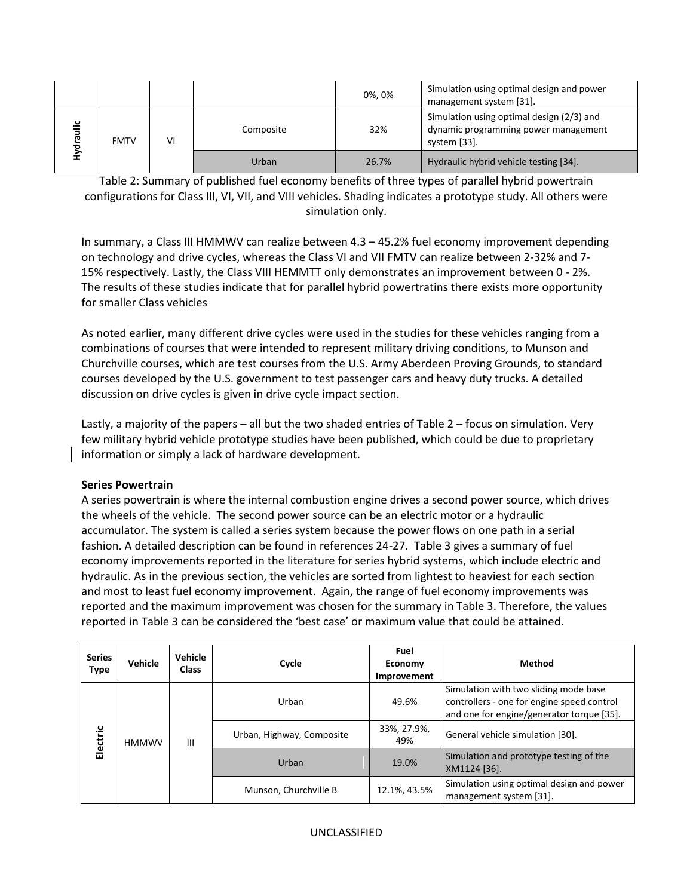| | | | | 0%, 0% | Simulation using optimal design and power management system [31]. |
|---|---|---|---|---|---|
| Hydraulic | FMTV | VI | Composite | 32% | Simulation using optimal design (2/3) and dynamic programming power management system [33]. |
| | | | Urban | 26.7% | Hydraulic hybrid vehicle testing [34]. |

Table 2: Summary of published fuel economy benefits of three types of parallel hybrid powertrain configurations for Class III, VI, VII, and VIII vehicles. Shading indicates a prototype study. All others were simulation only.

In summary, a Class III HMMWV can realize between 4.3 – 45.2% fuel economy improvement depending on technology and drive cycles, whereas the Class VI and VII FMTV can realize between 2-32% and 7-15% respectively. Lastly, the Class VIII HEMMTT only demonstrates an improvement between 0 - 2%. The results of these studies indicate that for parallel hybrid powertratins there exists more opportunity for smaller Class vehicles

As noted earlier, many different drive cycles were used in the studies for these vehicles ranging from a combinations of courses that were intended to represent military driving conditions, to Munson and Churchville courses, which are test courses from the U.S. Army Aberdeen Proving Grounds, to standard courses developed by the U.S. government to test passenger cars and heavy duty trucks. A detailed discussion on drive cycles is given in drive cycle impact section.

Lastly, a majority of the papers – all but the two shaded entries of Table 2 – focus on simulation. Very few military hybrid vehicle prototype studies have been published, which could be due to proprietary information or simply a lack of hardware development.

**Series Powertrain**

A series powertrain is where the internal combustion engine drives a second power source, which drives the wheels of the vehicle. The second power source can be an electric motor or a hydraulic accumulator. The system is called a series system because the power flows on one path in a serial fashion. A detailed description can be found in references 24-27. Table 3 gives a summary of fuel economy improvements reported in the literature for series hybrid systems, which include electric and hydraulic. As in the previous section, the vehicles are sorted from lightest to heaviest for each section and most to least fuel economy improvement. Again, the range of fuel economy improvements was reported and the maximum improvement was chosen for the summary in Table 3. Therefore, the values reported in Table 3 can be considered the 'best case' or maximum value that could be attained.

| Series Type | Vehicle | Vehicle Class | Cycle | Fuel Economy Improvement | Method |
|---|---|---|---|---|---|
| Electric | HMMWV | III | Urban | 49.6% | Simulation with two sliding mode base controllers - one for engine speed control and one for engine/generator torque [35]. |
| | | | Urban, Highway, Composite | 33%, 27.9%, 49% | General vehicle simulation [30]. |
| | | | Urban | 19.0% | Simulation and prototype testing of the XM1124 [36]. |
| | | | Munson, Churchville B | 12.1%, 43.5% | Simulation using optimal design and power management system [31]. |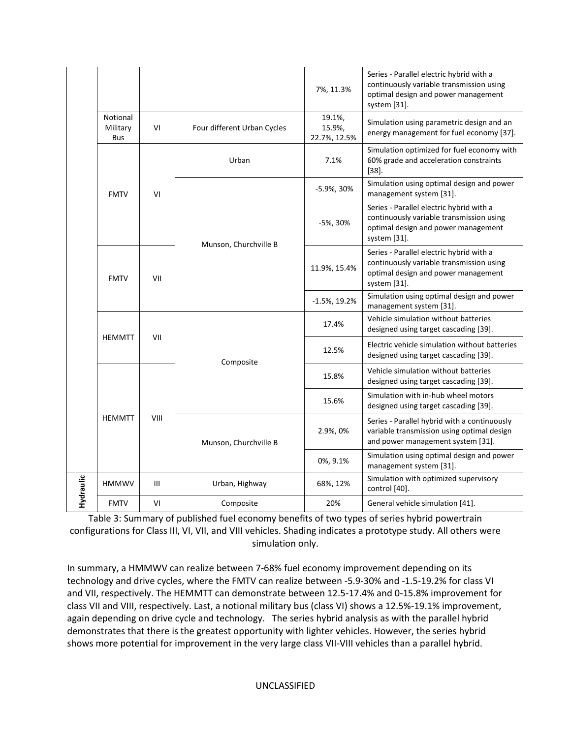| | | | | | |
|---|---|---|---|---|---|
| | | | | 7%, 11.3% | Series - Parallel electric hybrid with a continuously variable transmission using optimal design and power management system [31]. |
| | Notional Military Bus | VI | Four different Urban Cycles | 19.1%, 15.9%, 22.7%, 12.5% | Simulation using parametric design and an energy management for fuel economy [37]. |
| | FMTV | VI | Urban | 7.1% | Simulation optimized for fuel economy with 60% grade and acceleration constraints [38]. |
| | | | Munson, Churchville B | -5.9%, 30% | Simulation using optimal design and power management system [31]. |
| | | | | -5%, 30% | Series - Parallel electric hybrid with a continuously variable transmission using optimal design and power management system [31]. |
| | FMTV | VII | | 11.9%, 15.4% | Series - Parallel electric hybrid with a continuously variable transmission using optimal design and power management system [31]. |
| | | | | -1.5%, 19.2% | Simulation using optimal design and power management system [31]. |
| | HEMMTT | VII | Composite | 17.4% | Vehicle simulation without batteries designed using target cascading [39]. |
| | | | | 12.5% | Electric vehicle simulation without batteries designed using target cascading [39]. |
| | HEMMTT | VIII | | 15.8% | Vehicle simulation without batteries designed using target cascading [39]. |
| | | | | 15.6% | Simulation with in-hub wheel motors designed using target cascading [39]. |
| | | | Munson, Churchville B | 2.9%, 0% | Series - Parallel hybrid with a continuously variable transmission using optimal design and power management system [31]. |
| | | | | 0%, 9.1% | Simulation using optimal design and power management system [31]. |
| Hydraulic | HMMWV | III | Urban, Highway | 68%, 12% | Simulation with optimized supervisory control [40]. |
| | FMTV | VI | Composite | 20% | General vehicle simulation [41]. |

Table 3: Summary of published fuel economy benefits of two types of series hybrid powertrain configurations for Class III, VI, VII, and VIII vehicles. Shading indicates a prototype study. All others were simulation only.

In summary, a HMMWV can realize between 7-68% fuel economy improvement depending on its technology and drive cycles, where the FMTV can realize between -5.9-30% and -1.5-19.2% for class VI and VII, respectively. The HEMMTT can demonstrate between 12.5-17.4% and 0-15.8% improvement for class VII and VIII, respectively. Last, a notional military bus (class VI) shows a 12.5%-19.1% improvement, again depending on drive cycle and technology. The series hybrid analysis as with the parallel hybrid demonstrates that there is the greatest opportunity with lighter vehicles. However, the series hybrid shows more potential for improvement in the very large class VII-VIII vehicles than a parallel hybrid.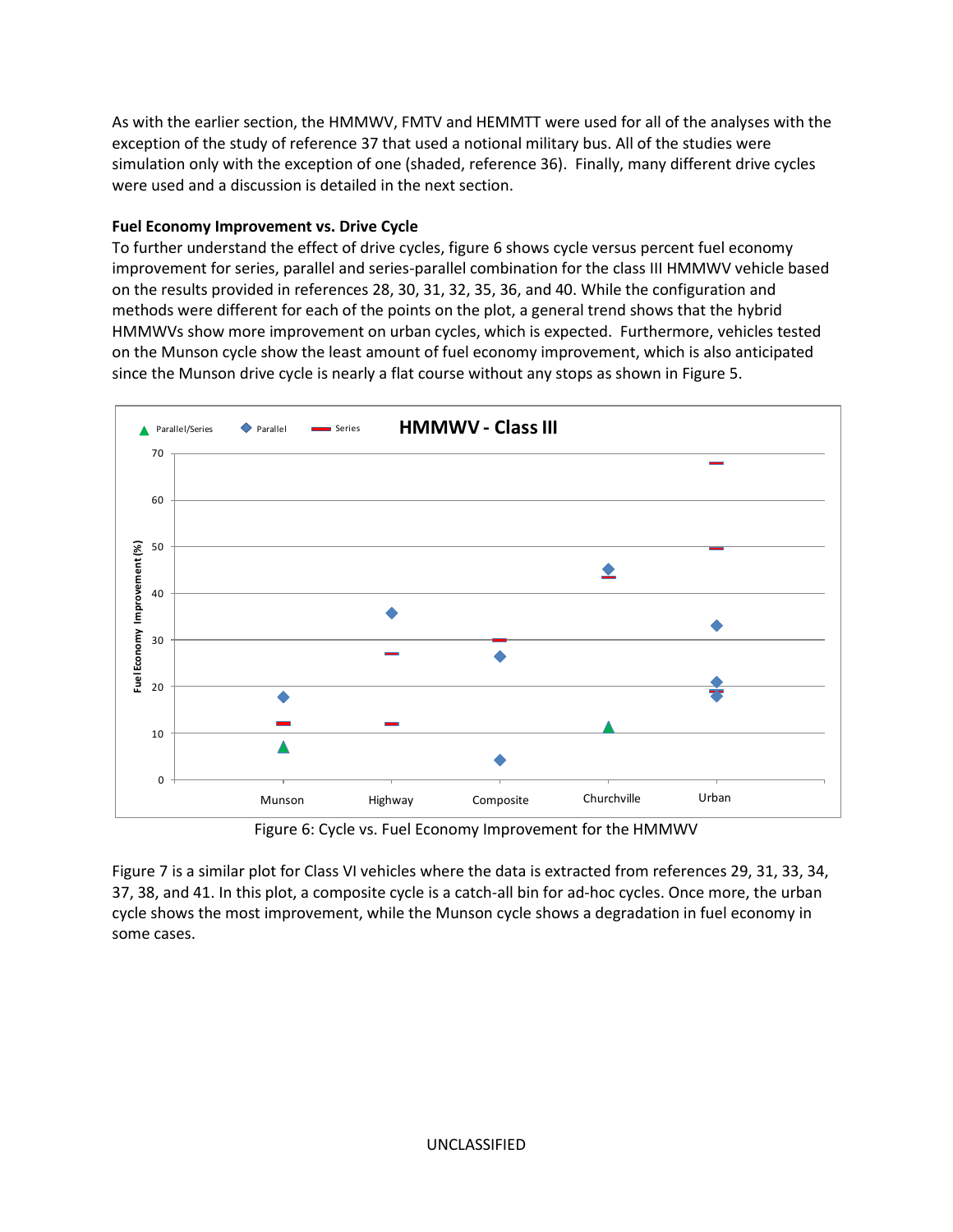As with the earlier section, the HMMWV, FMTV and HEMMTT were used for all of the analyses with the exception of the study of reference 37 that used a notional military bus. All of the studies were simulation only with the exception of one (shaded, reference 36). Finally, many different drive cycles were used and a discussion is detailed in the next section.

**Fuel Economy Improvement vs. Drive Cycle**

To further understand the effect of drive cycles, figure 6 shows cycle versus percent fuel economy improvement for series, parallel and series-parallel combination for the class III HMMWV vehicle based on the results provided in references 28, 30, 31, 32, 35, 36, and 40. While the configuration and methods were different for each of the points on the plot, a general trend shows that the hybrid HMMWVs show more improvement on urban cycles, which is expected. Furthermore, vehicles tested on the Munson cycle show the least amount of fuel economy improvement, which is also anticipated since the Munson drive cycle is nearly a flat course without any stops as shown in Figure 5.

Figure 6: Cycle vs. Fuel Economy Improvement for the HMMWV

Figure 7 is a similar plot for Class VI vehicles where the data is extracted from references 29, 31, 33, 34, 37, 38, and 41. In this plot, a composite cycle is a catch-all bin for ad-hoc cycles. Once more, the urban cycle shows the most improvement, while the Munson cycle shows a degradation in fuel economy in some cases.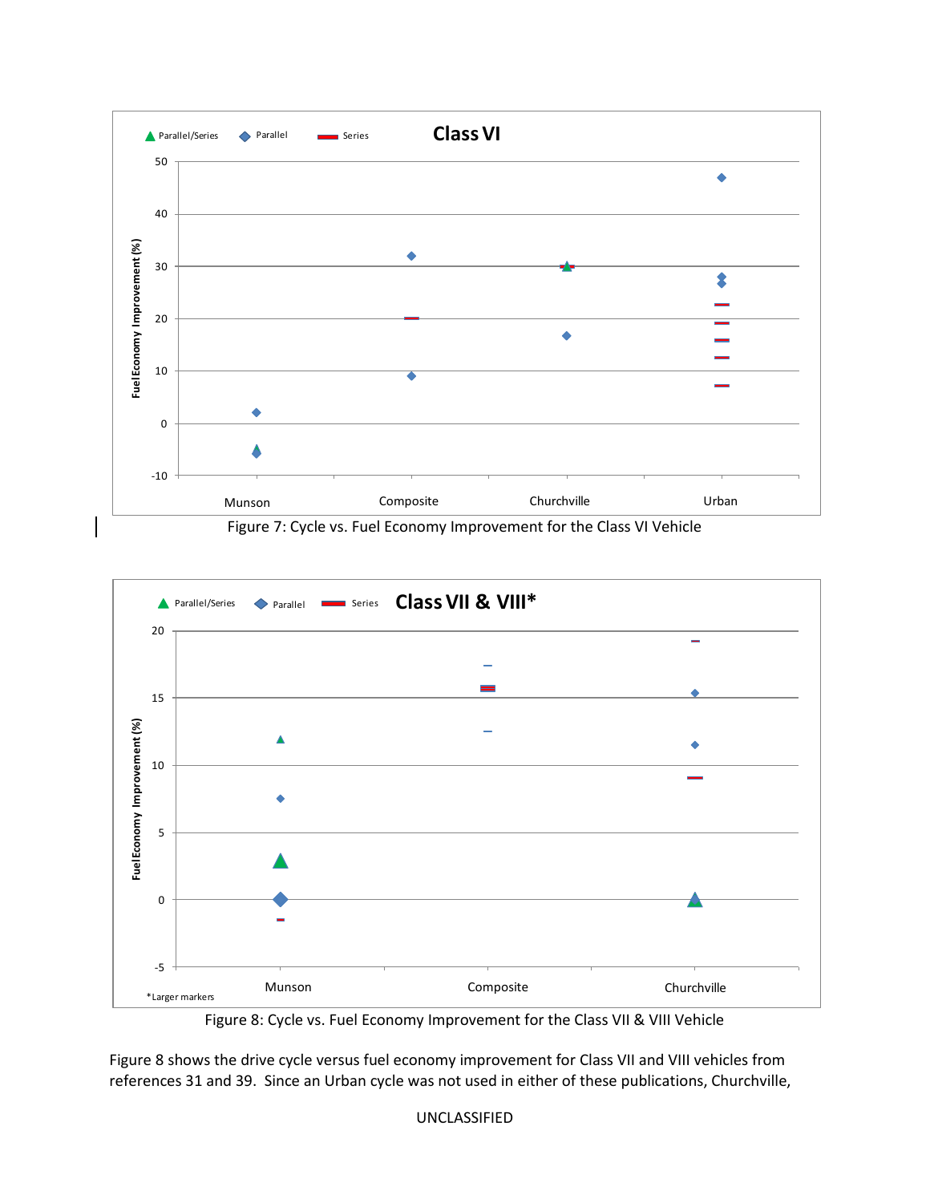Figure 7: Cycle vs. Fuel Economy Improvement for the Class VI Vehicle

Figure 8: Cycle vs. Fuel Economy Improvement for the Class VII & VIII Vehicle

Figure 8 shows the drive cycle versus fuel economy improvement for Class VII and VIII vehicles from references 31 and 39. Since an Urban cycle was not used in either of these publications, Churchville,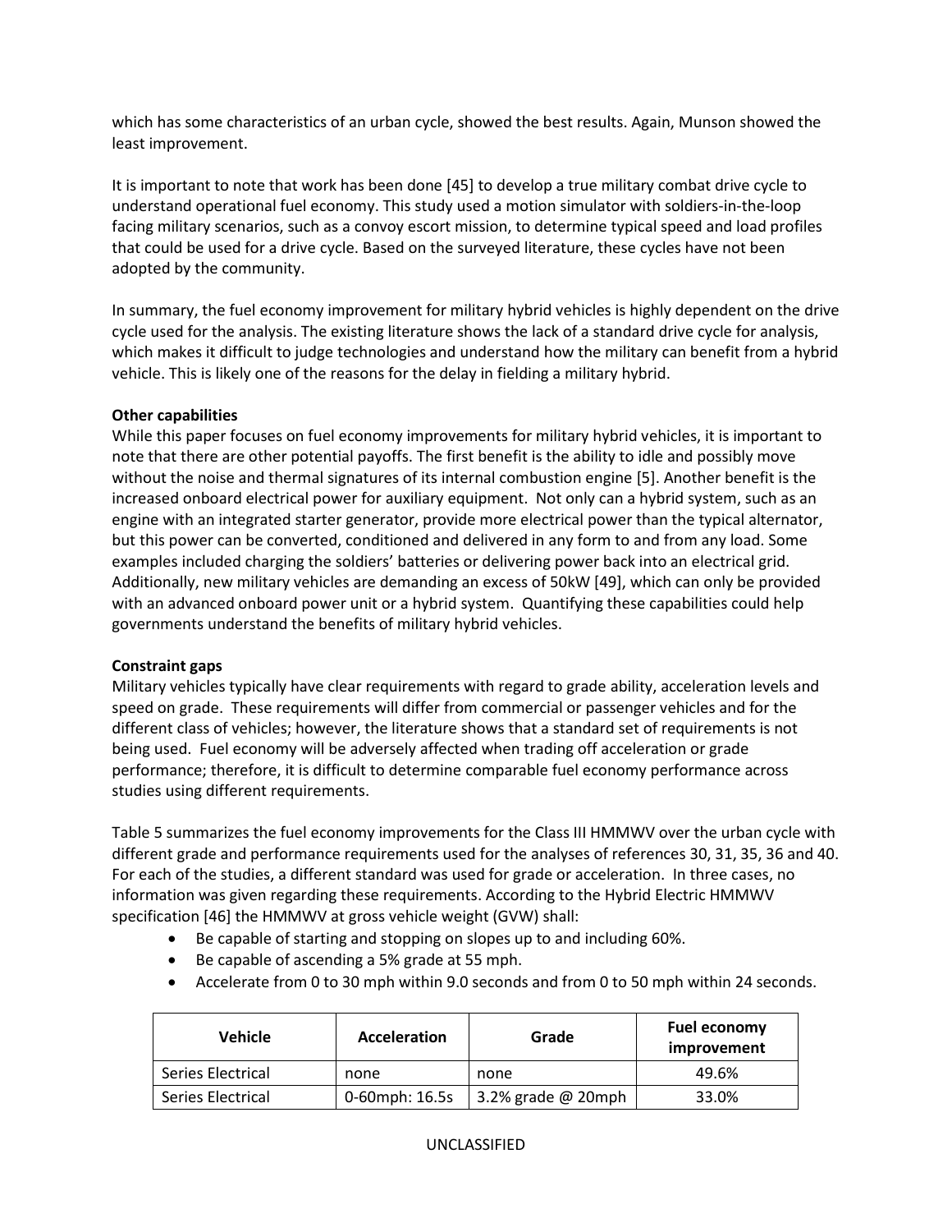which has some characteristics of an urban cycle, showed the best results. Again, Munson showed the least improvement.

It is important to note that work has been done [45] to develop a true military combat drive cycle to understand operational fuel economy. This study used a motion simulator with soldiers-in-the-loop facing military scenarios, such as a convoy escort mission, to determine typical speed and load profiles that could be used for a drive cycle. Based on the surveyed literature, these cycles have not been adopted by the community.

In summary, the fuel economy improvement for military hybrid vehicles is highly dependent on the drive cycle used for the analysis. The existing literature shows the lack of a standard drive cycle for analysis, which makes it difficult to judge technologies and understand how the military can benefit from a hybrid vehicle. This is likely one of the reasons for the delay in fielding a military hybrid.

**Other capabilities**

While this paper focuses on fuel economy improvements for military hybrid vehicles, it is important to note that there are other potential payoffs. The first benefit is the ability to idle and possibly move without the noise and thermal signatures of its internal combustion engine [5]. Another benefit is the increased onboard electrical power for auxiliary equipment. Not only can a hybrid system, such as an engine with an integrated starter generator, provide more electrical power than the typical alternator, but this power can be converted, conditioned and delivered in any form to and from any load. Some examples included charging the soldiers' batteries or delivering power back into an electrical grid. Additionally, new military vehicles are demanding an excess of 50kW [49], which can only be provided with an advanced onboard power unit or a hybrid system. Quantifying these capabilities could help governments understand the benefits of military hybrid vehicles.

**Constraint gaps**

Military vehicles typically have clear requirements with regard to grade ability, acceleration levels and speed on grade. These requirements will differ from commercial or passenger vehicles and for the different class of vehicles; however, the literature shows that a standard set of requirements is not being used. Fuel economy will be adversely affected when trading off acceleration or grade performance; therefore, it is difficult to determine comparable fuel economy performance across studies using different requirements.

Table 5 summarizes the fuel economy improvements for the Class III HMMWV over the urban cycle with different grade and performance requirements used for the analyses of references 30, 31, 35, 36 and 40. For each of the studies, a different standard was used for grade or acceleration. In three cases, no information was given regarding these requirements. According to the Hybrid Electric HMMWV specification [46] the HMMWV at gross vehicle weight (GVW) shall:

- Be capable of starting and stopping on slopes up to and including 60%.
- Be capable of ascending a 5% grade at 55 mph.
- Accelerate from 0 to 30 mph within 9.0 seconds and from 0 to 50 mph within 24 seconds.

| Vehicle | Acceleration | Grade | Fuel economy improvement |
|---|---|---|---|
| Series Electrical | none | none | 49.6% |
| Series Electrical | 0-60mph: 16.5s | 3.2% grade @ 20mph | 33.0% |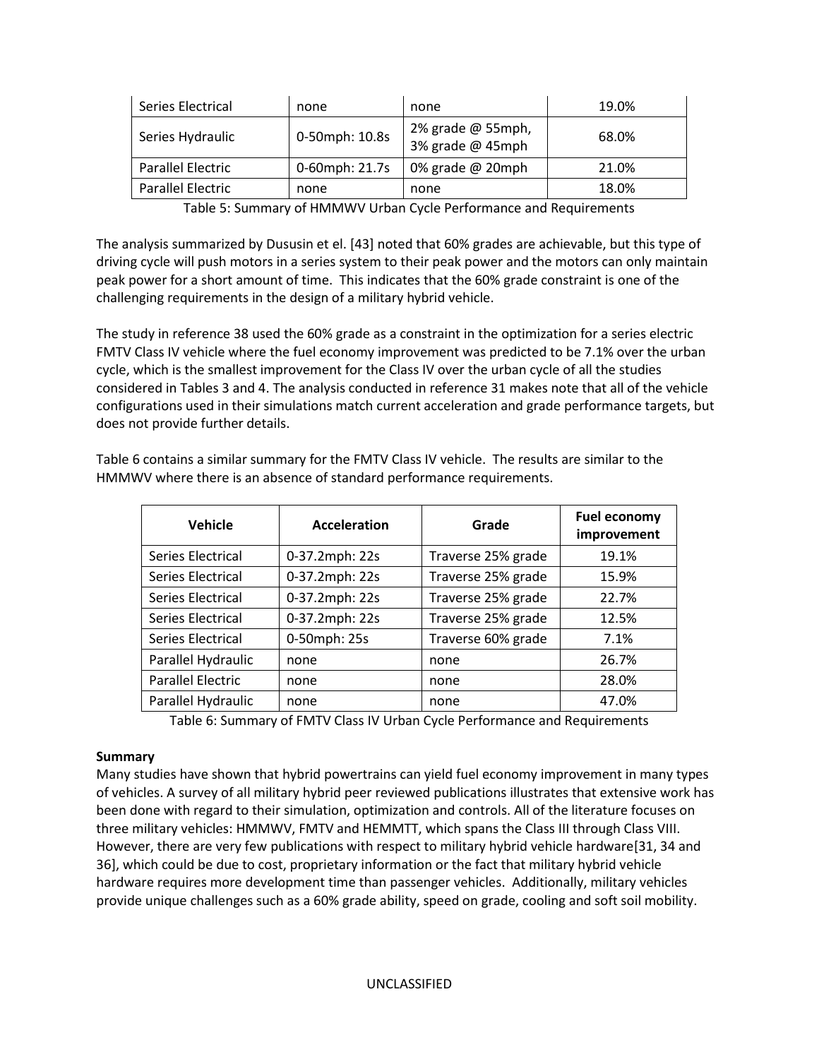| Series Electrical | none | none | 19.0% |
| --- | --- | --- | --- |
| Series Hydraulic | 0-50mph: 10.8s | 2% grade @ 55mph, 3% grade @ 45mph | 68.0% |
| Parallel Electric | 0-60mph: 21.7s | 0% grade @ 20mph | 21.0% |
| Parallel Electric | none | none | 18.0% |

Table 5: Summary of HMMWV Urban Cycle Performance and Requirements

The analysis summarized by Dususin et el. [43] noted that 60% grades are achievable, but this type of driving cycle will push motors in a series system to their peak power and the motors can only maintain peak power for a short amount of time. This indicates that the 60% grade constraint is one of the challenging requirements in the design of a military hybrid vehicle.

The study in reference 38 used the 60% grade as a constraint in the optimization for a series electric FMTV Class IV vehicle where the fuel economy improvement was predicted to be 7.1% over the urban cycle, which is the smallest improvement for the Class IV over the urban cycle of all the studies considered in Tables 3 and 4. The analysis conducted in reference 31 makes note that all of the vehicle configurations used in their simulations match current acceleration and grade performance targets, but does not provide further details.

Table 6 contains a similar summary for the FMTV Class IV vehicle. The results are similar to the HMMWV where there is an absence of standard performance requirements.

| Vehicle | Acceleration | Grade | Fuel economy improvement |
| --- | --- | --- | --- |
| Series Electrical | 0-37.2mph: 22s | Traverse 25% grade | 19.1% |
| Series Electrical | 0-37.2mph: 22s | Traverse 25% grade | 15.9% |
| Series Electrical | 0-37.2mph: 22s | Traverse 25% grade | 22.7% |
| Series Electrical | 0-37.2mph: 22s | Traverse 25% grade | 12.5% |
| Series Electrical | 0-50mph: 25s | Traverse 60% grade | 7.1% |
| Parallel Hydraulic | none | none | 26.7% |
| Parallel Electric | none | none | 28.0% |
| Parallel Hydraulic | none | none | 47.0% |

Table 6: Summary of FMTV Class IV Urban Cycle Performance and Requirements

**Summary**

Many studies have shown that hybrid powertrains can yield fuel economy improvement in many types of vehicles. A survey of all military hybrid peer reviewed publications illustrates that extensive work has been done with regard to their simulation, optimization and controls. All of the literature focuses on three military vehicles: HMMWV, FMTV and HEMMTT, which spans the Class III through Class VIII. However, there are very few publications with respect to military hybrid vehicle hardware[31, 34 and 36], which could be due to cost, proprietary information or the fact that military hybrid vehicle hardware requires more development time than passenger vehicles. Additionally, military vehicles provide unique challenges such as a 60% grade ability, speed on grade, cooling and soft soil mobility.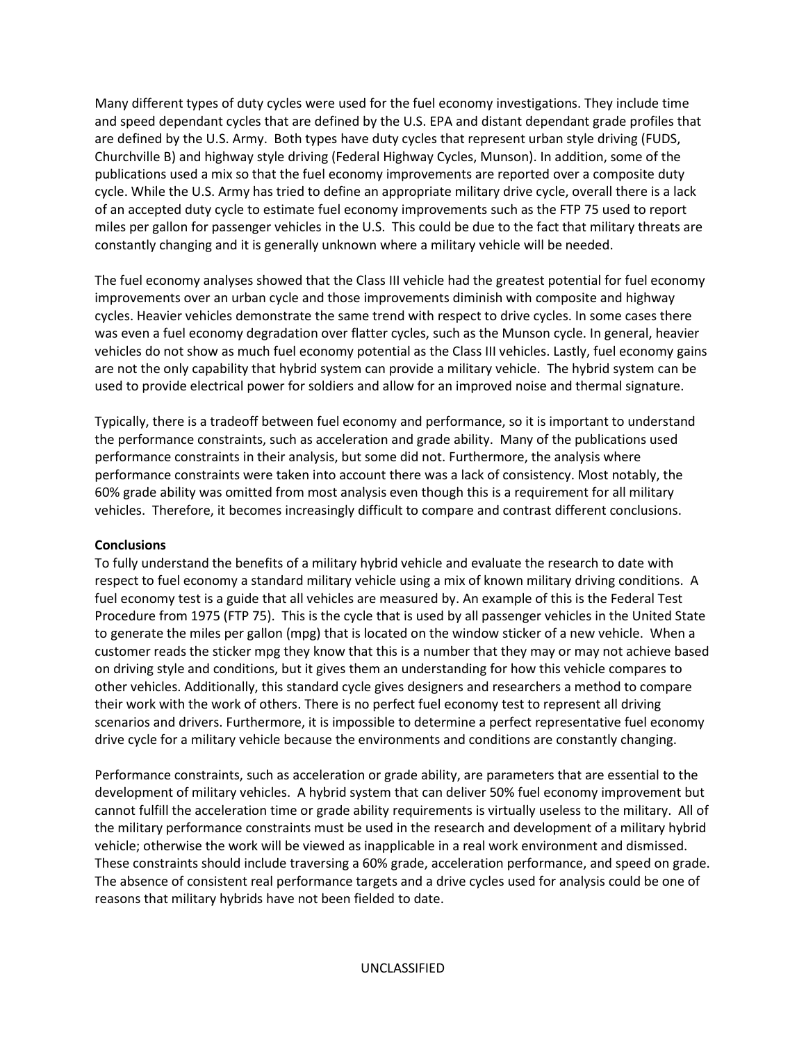Many different types of duty cycles were used for the fuel economy investigations. They include time and speed dependant cycles that are defined by the U.S. EPA and distant dependant grade profiles that are defined by the U.S. Army. Both types have duty cycles that represent urban style driving (FUDS, Churchville B) and highway style driving (Federal Highway Cycles, Munson). In addition, some of the publications used a mix so that the fuel economy improvements are reported over a composite duty cycle. While the U.S. Army has tried to define an appropriate military drive cycle, overall there is a lack of an accepted duty cycle to estimate fuel economy improvements such as the FTP 75 used to report miles per gallon for passenger vehicles in the U.S. This could be due to the fact that military threats are constantly changing and it is generally unknown where a military vehicle will be needed.

The fuel economy analyses showed that the Class III vehicle had the greatest potential for fuel economy improvements over an urban cycle and those improvements diminish with composite and highway cycles. Heavier vehicles demonstrate the same trend with respect to drive cycles. In some cases there was even a fuel economy degradation over flatter cycles, such as the Munson cycle. In general, heavier vehicles do not show as much fuel economy potential as the Class III vehicles. Lastly, fuel economy gains are not the only capability that hybrid system can provide a military vehicle. The hybrid system can be used to provide electrical power for soldiers and allow for an improved noise and thermal signature.

Typically, there is a tradeoff between fuel economy and performance, so it is important to understand the performance constraints, such as acceleration and grade ability. Many of the publications used performance constraints in their analysis, but some did not. Furthermore, the analysis where performance constraints were taken into account there was a lack of consistency. Most notably, the 60% grade ability was omitted from most analysis even though this is a requirement for all military vehicles. Therefore, it becomes increasingly difficult to compare and contrast different conclusions.

**Conclusions**

To fully understand the benefits of a military hybrid vehicle and evaluate the research to date with respect to fuel economy a standard military vehicle using a mix of known military driving conditions. A fuel economy test is a guide that all vehicles are measured by. An example of this is the Federal Test Procedure from 1975 (FTP 75). This is the cycle that is used by all passenger vehicles in the United State to generate the miles per gallon (mpg) that is located on the window sticker of a new vehicle. When a customer reads the sticker mpg they know that this is a number that they may or may not achieve based on driving style and conditions, but it gives them an understanding for how this vehicle compares to other vehicles. Additionally, this standard cycle gives designers and researchers a method to compare their work with the work of others. There is no perfect fuel economy test to represent all driving scenarios and drivers. Furthermore, it is impossible to determine a perfect representative fuel economy drive cycle for a military vehicle because the environments and conditions are constantly changing.

Performance constraints, such as acceleration or grade ability, are parameters that are essential to the development of military vehicles. A hybrid system that can deliver 50% fuel economy improvement but cannot fulfill the acceleration time or grade ability requirements is virtually useless to the military. All of the military performance constraints must be used in the research and development of a military hybrid vehicle; otherwise the work will be viewed as inapplicable in a real work environment and dismissed. These constraints should include traversing a 60% grade, acceleration performance, and speed on grade. The absence of consistent real performance targets and a drive cycles used for analysis could be one of reasons that military hybrids have not been fielded to date.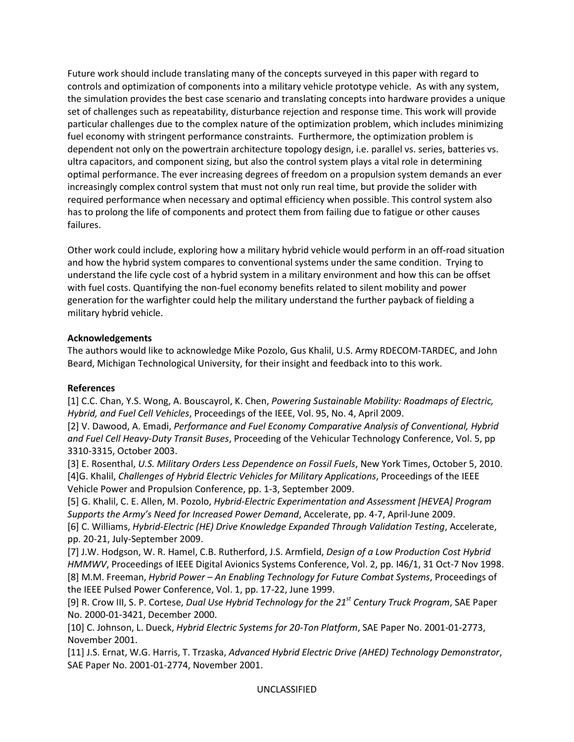Future work should include translating many of the concepts surveyed in this paper with regard to controls and optimization of components into a military vehicle prototype vehicle. As with any system, the simulation provides the best case scenario and translating concepts into hardware provides a unique set of challenges such as repeatability, disturbance rejection and response time. This work will provide particular challenges due to the complex nature of the optimization problem, which includes minimizing fuel economy with stringent performance constraints. Furthermore, the optimization problem is dependent not only on the powertrain architecture topology design, i.e. parallel vs. series, batteries vs. ultra capacitors, and component sizing, but also the control system plays a vital role in determining optimal performance. The ever increasing degrees of freedom on a propulsion system demands an ever increasingly complex control system that must not only run real time, but provide the solider with required performance when necessary and optimal efficiency when possible. This control system also has to prolong the life of components and protect them from failing due to fatigue or other causes failures.

Other work could include, exploring how a military hybrid vehicle would perform in an off-road situation and how the hybrid system compares to conventional systems under the same condition. Trying to understand the life cycle cost of a hybrid system in a military environment and how this can be offset with fuel costs. Quantifying the non-fuel economy benefits related to silent mobility and power generation for the warfighter could help the military understand the further payback of fielding a military hybrid vehicle.

**Acknowledgements**

The authors would like to acknowledge Mike Pozolo, Gus Khalil, U.S. Army RDECOM-TARDEC, and John Beard, Michigan Technological University, for their insight and feedback into to this work.

**References**

[1] C.C. Chan, Y.S. Wong, A. Bouscayrol, K. Chen, *Powering Sustainable Mobility: Roadmaps of Electric, Hybrid, and Fuel Cell Vehicles*, Proceedings of the IEEE, Vol. 95, No. 4, April 2009.

[2] V. Dawood, A. Emadi, *Performance and Fuel Economy Comparative Analysis of Conventional, Hybrid and Fuel Cell Heavy-Duty Transit Buses*, Proceeding of the Vehicular Technology Conference, Vol. 5, pp 3310-3315, October 2003.

[3] E. Rosenthal, *U.S. Military Orders Less Dependence on Fossil Fuels*, New York Times, October 5, 2010.

[4]G. Khalil, *Challenges of Hybrid Electric Vehicles for Military Applications*, Proceedings of the IEEE Vehicle Power and Propulsion Conference, pp. 1-3, September 2009.

[5] G. Khalil, C. E. Allen, M. Pozolo, *Hybrid-Electric Experimentation and Assessment [HEVEA] Program Supports the Army's Need for Increased Power Demand*, Accelerate, pp. 4-7, April-June 2009.

[6] C. Williams, *Hybrid-Electric (HE) Drive Knowledge Expanded Through Validation Testing*, Accelerate, pp. 20-21, July-September 2009.

[7] J.W. Hodgson, W. R. Hamel, C.B. Rutherford, J.S. Armfield, *Design of a Low Production Cost Hybrid HMMWV*, Proceedings of IEEE Digital Avionics Systems Conference, Vol. 2, pp. I46/1, 31 Oct-7 Nov 1998.

[8] M.M. Freeman, *Hybrid Power – An Enabling Technology for Future Combat Systems*, Proceedings of the IEEE Pulsed Power Conference, Vol. 1, pp. 17-22, June 1999.

[9] R. Crow III, S. P. Cortese, *Dual Use Hybrid Technology for the 21st Century Truck Program*, SAE Paper No. 2000-01-3421, December 2000.

[10] C. Johnson, L. Dueck, *Hybrid Electric Systems for 20-Ton Platform*, SAE Paper No. 2001-01-2773, November 2001.

[11] J.S. Ernat, W.G. Harris, T. Trzaska, *Advanced Hybrid Electric Drive (AHED) Technology Demonstrator*, SAE Paper No. 2001-01-2774, November 2001.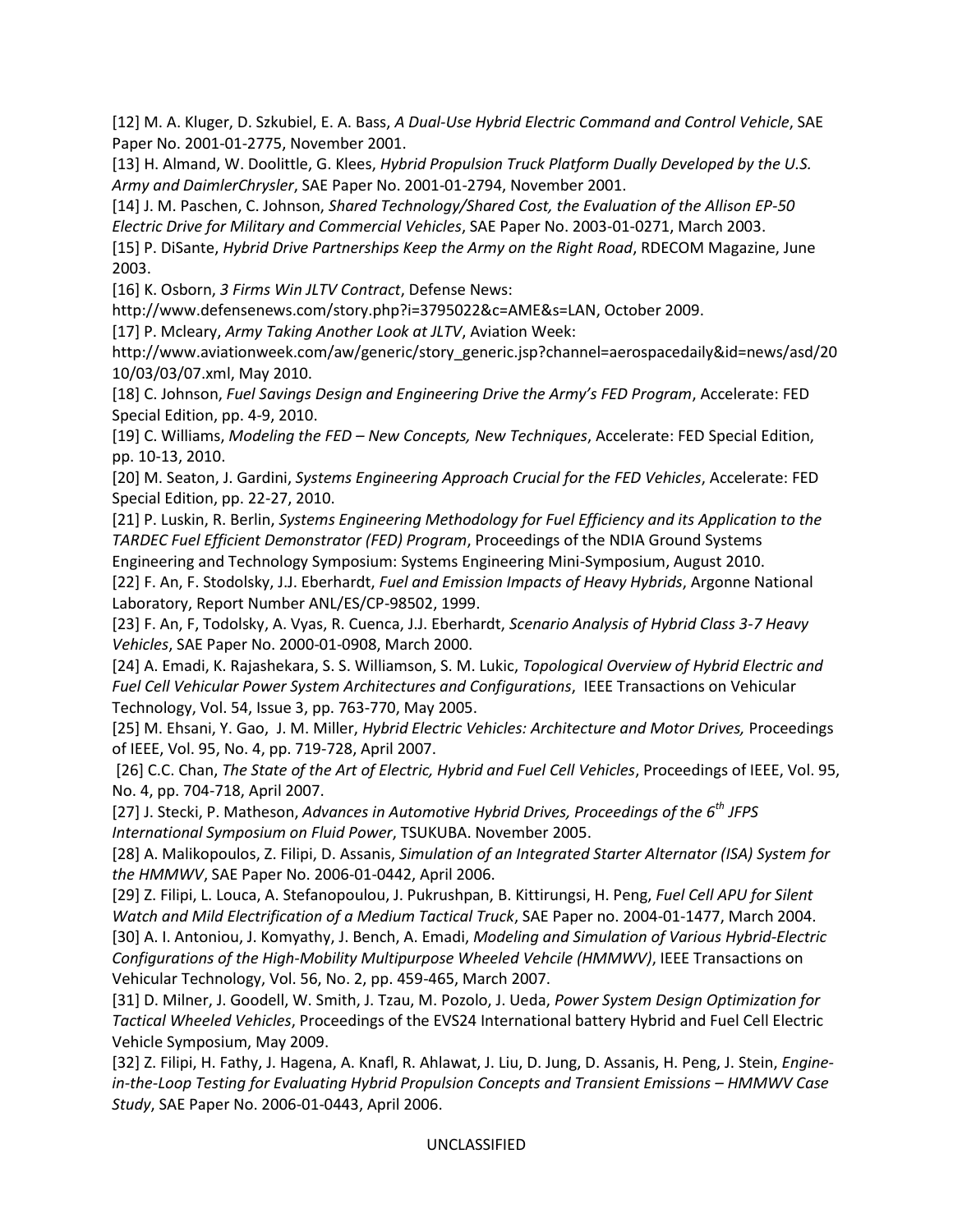[12] M. A. Kluger, D. Szkubiel, E. A. Bass, *A Dual-Use Hybrid Electric Command and Control Vehicle*, SAE Paper No. 2001-01-2775, November 2001.

[13] H. Almand, W. Doolittle, G. Klees, *Hybrid Propulsion Truck Platform Dually Developed by the U.S. Army and DaimlerChrysler*, SAE Paper No. 2001-01-2794, November 2001.

[14] J. M. Paschen, C. Johnson, *Shared Technology/Shared Cost, the Evaluation of the Allison EP-50 Electric Drive for Military and Commercial Vehicles*, SAE Paper No. 2003-01-0271, March 2003.

[15] P. DiSante, *Hybrid Drive Partnerships Keep the Army on the Right Road*, RDECOM Magazine, June 2003.

[16] K. Osborn, *3 Firms Win JLTV Contract*, Defense News: http://www.defensenews.com/story.php?i=3795022&c=AME&s=LAN, October 2009.

[17] P. Mcleary, *Army Taking Another Look at JLTV*, Aviation Week: http://www.aviationweek.com/aw/generic/story_generic.jsp?channel=aerospacedaily&id=news/asd/2010/03/03/07.xml, May 2010.

[18] C. Johnson, *Fuel Savings Design and Engineering Drive the Army's FED Program*, Accelerate: FED Special Edition, pp. 4-9, 2010.

[19] C. Williams, *Modeling the FED – New Concepts, New Techniques*, Accelerate: FED Special Edition, pp. 10-13, 2010.

[20] M. Seaton, J. Gardini, *Systems Engineering Approach Crucial for the FED Vehicles*, Accelerate: FED Special Edition, pp. 22-27, 2010.

[21] P. Luskin, R. Berlin, *Systems Engineering Methodology for Fuel Efficiency and its Application to the TARDEC Fuel Efficient Demonstrator (FED) Program*, Proceedings of the NDIA Ground Systems Engineering and Technology Symposium: Systems Engineering Mini-Symposium, August 2010.

[22] F. An, F. Stodolsky, J.J. Eberhardt, *Fuel and Emission Impacts of Heavy Hybrids*, Argonne National Laboratory, Report Number ANL/ES/CP-98502, 1999.

[23] F. An, F, Todolsky, A. Vyas, R. Cuenca, J.J. Eberhardt, *Scenario Analysis of Hybrid Class 3-7 Heavy Vehicles*, SAE Paper No. 2000-01-0908, March 2000.

[24] A. Emadi, K. Rajashekara, S. S. Williamson, S. M. Lukic, *Topological Overview of Hybrid Electric and Fuel Cell Vehicular Power System Architectures and Configurations*, IEEE Transactions on Vehicular Technology, Vol. 54, Issue 3, pp. 763-770, May 2005.

[25] M. Ehsani, Y. Gao, J. M. Miller, *Hybrid Electric Vehicles: Architecture and Motor Drives,* Proceedings of IEEE, Vol. 95, No. 4, pp. 719-728, April 2007.

[26] C.C. Chan, *The State of the Art of Electric, Hybrid and Fuel Cell Vehicles*, Proceedings of IEEE, Vol. 95, No. 4, pp. 704-718, April 2007.

[27] J. Stecki, P. Matheson, *Advances in Automotive Hybrid Drives, Proceedings of the 6th JFPS International Symposium on Fluid Power*, TSUKUBA. November 2005.

[28] A. Malikopoulos, Z. Filipi, D. Assanis, *Simulation of an Integrated Starter Alternator (ISA) System for the HMMWV*, SAE Paper No. 2006-01-0442, April 2006.

[29] Z. Filipi, L. Louca, A. Stefanopoulou, J. Pukrushpan, B. Kittirungsi, H. Peng, *Fuel Cell APU for Silent Watch and Mild Electrification of a Medium Tactical Truck*, SAE Paper no. 2004-01-1477, March 2004.

[30] A. I. Antoniou, J. Komyathy, J. Bench, A. Emadi, *Modeling and Simulation of Various Hybrid-Electric Configurations of the High-Mobility Multipurpose Wheeled Vehcile (HMMWV)*, IEEE Transactions on Vehicular Technology, Vol. 56, No. 2, pp. 459-465, March 2007.

[31] D. Milner, J. Goodell, W. Smith, J. Tzau, M. Pozolo, J. Ueda, *Power System Design Optimization for Tactical Wheeled Vehicles*, Proceedings of the EVS24 International battery Hybrid and Fuel Cell Electric Vehicle Symposium, May 2009.

[32] Z. Filipi, H. Fathy, J. Hagena, A. Knafl, R. Ahlawat, J. Liu, D. Jung, D. Assanis, H. Peng, J. Stein, *Engine-in-the-Loop Testing for Evaluating Hybrid Propulsion Concepts and Transient Emissions – HMMWV Case Study*, SAE Paper No. 2006-01-0443, April 2006.

UNCLASSIFIED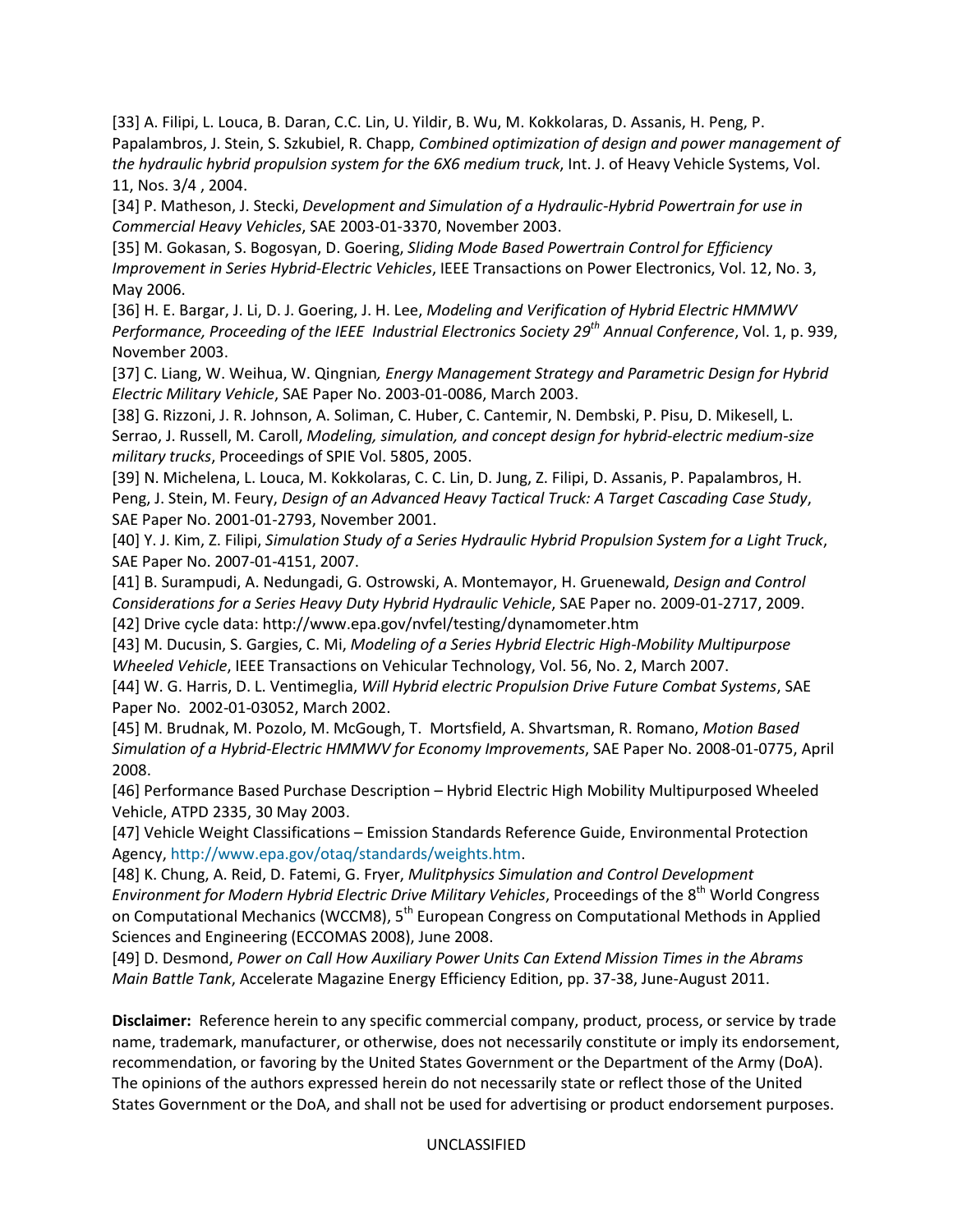[33] A. Filipi, L. Louca, B. Daran, C.C. Lin, U. Yildir, B. Wu, M. Kokkolaras, D. Assanis, H. Peng, P. Papalambros, J. Stein, S. Szkubiel, R. Chapp, *Combined optimization of design and power management of the hydraulic hybrid propulsion system for the 6X6 medium truck*, Int. J. of Heavy Vehicle Systems, Vol. 11, Nos. 3/4 , 2004.

[34] P. Matheson, J. Stecki, *Development and Simulation of a Hydraulic-Hybrid Powertrain for use in Commercial Heavy Vehicles*, SAE 2003-01-3370, November 2003.

[35] M. Gokasan, S. Bogosyan, D. Goering, *Sliding Mode Based Powertrain Control for Efficiency Improvement in Series Hybrid-Electric Vehicles*, IEEE Transactions on Power Electronics, Vol. 12, No. 3, May 2006.

[36] H. E. Bargar, J. Li, D. J. Goering, J. H. Lee, *Modeling and Verification of Hybrid Electric HMMWV Performance, Proceeding of the IEEE Industrial Electronics Society 29th Annual Conference*, Vol. 1, p. 939, November 2003.

[37] C. Liang, W. Weihua, W. Qingnian*, Energy Management Strategy and Parametric Design for Hybrid Electric Military Vehicle*, SAE Paper No. 2003-01-0086, March 2003.

[38] G. Rizzoni, J. R. Johnson, A. Soliman, C. Huber, C. Cantemir, N. Dembski, P. Pisu, D. Mikesell, L. Serrao, J. Russell, M. Caroll, *Modeling, simulation, and concept design for hybrid-electric medium-size military trucks*, Proceedings of SPIE Vol. 5805, 2005.

[39] N. Michelena, L. Louca, M. Kokkolaras, C. C. Lin, D. Jung, Z. Filipi, D. Assanis, P. Papalambros, H. Peng, J. Stein, M. Feury, *Design of an Advanced Heavy Tactical Truck: A Target Cascading Case Study*, SAE Paper No. 2001-01-2793, November 2001.

[40] Y. J. Kim, Z. Filipi, *Simulation Study of a Series Hydraulic Hybrid Propulsion System for a Light Truck*, SAE Paper No. 2007-01-4151, 2007.

[41] B. Surampudi, A. Nedungadi, G. Ostrowski, A. Montemayor, H. Gruenewald, *Design and Control Considerations for a Series Heavy Duty Hybrid Hydraulic Vehicle*, SAE Paper no. 2009-01-2717, 2009.

[42] Drive cycle data: http://www.epa.gov/nvfel/testing/dynamometer.htm

[43] M. Ducusin, S. Gargies, C. Mi, *Modeling of a Series Hybrid Electric High-Mobility Multipurpose Wheeled Vehicle*, IEEE Transactions on Vehicular Technology, Vol. 56, No. 2, March 2007.

[44] W. G. Harris, D. L. Ventimeglia, *Will Hybrid electric Propulsion Drive Future Combat Systems*, SAE Paper No. 2002-01-03052, March 2002.

[45] M. Brudnak, M. Pozolo, M. McGough, T. Mortsfield, A. Shvartsman, R. Romano, *Motion Based Simulation of a Hybrid-Electric HMMWV for Economy Improvements*, SAE Paper No. 2008-01-0775, April 2008.

[46] Performance Based Purchase Description – Hybrid Electric High Mobility Multipurposed Wheeled Vehicle, ATPD 2335, 30 May 2003.

[47] Vehicle Weight Classifications – Emission Standards Reference Guide, Environmental Protection Agency, http://www.epa.gov/otaq/standards/weights.htm.

[48] K. Chung, A. Reid, D. Fatemi, G. Fryer, *Mulitphysics Simulation and Control Development Environment for Modern Hybrid Electric Drive Military Vehicles*, Proceedings of the 8th World Congress on Computational Mechanics (WCCM8), 5th European Congress on Computational Methods in Applied Sciences and Engineering (ECCOMAS 2008), June 2008.

[49] D. Desmond, *Power on Call How Auxiliary Power Units Can Extend Mission Times in the Abrams Main Battle Tank*, Accelerate Magazine Energy Efficiency Edition, pp. 37-38, June-August 2011.

**Disclaimer:** Reference herein to any specific commercial company, product, process, or service by trade name, trademark, manufacturer, or otherwise, does not necessarily constitute or imply its endorsement, recommendation, or favoring by the United States Government or the Department of the Army (DoA). The opinions of the authors expressed herein do not necessarily state or reflect those of the United States Government or the DoA, and shall not be used for advertising or product endorsement purposes.

UNCLASSIFIED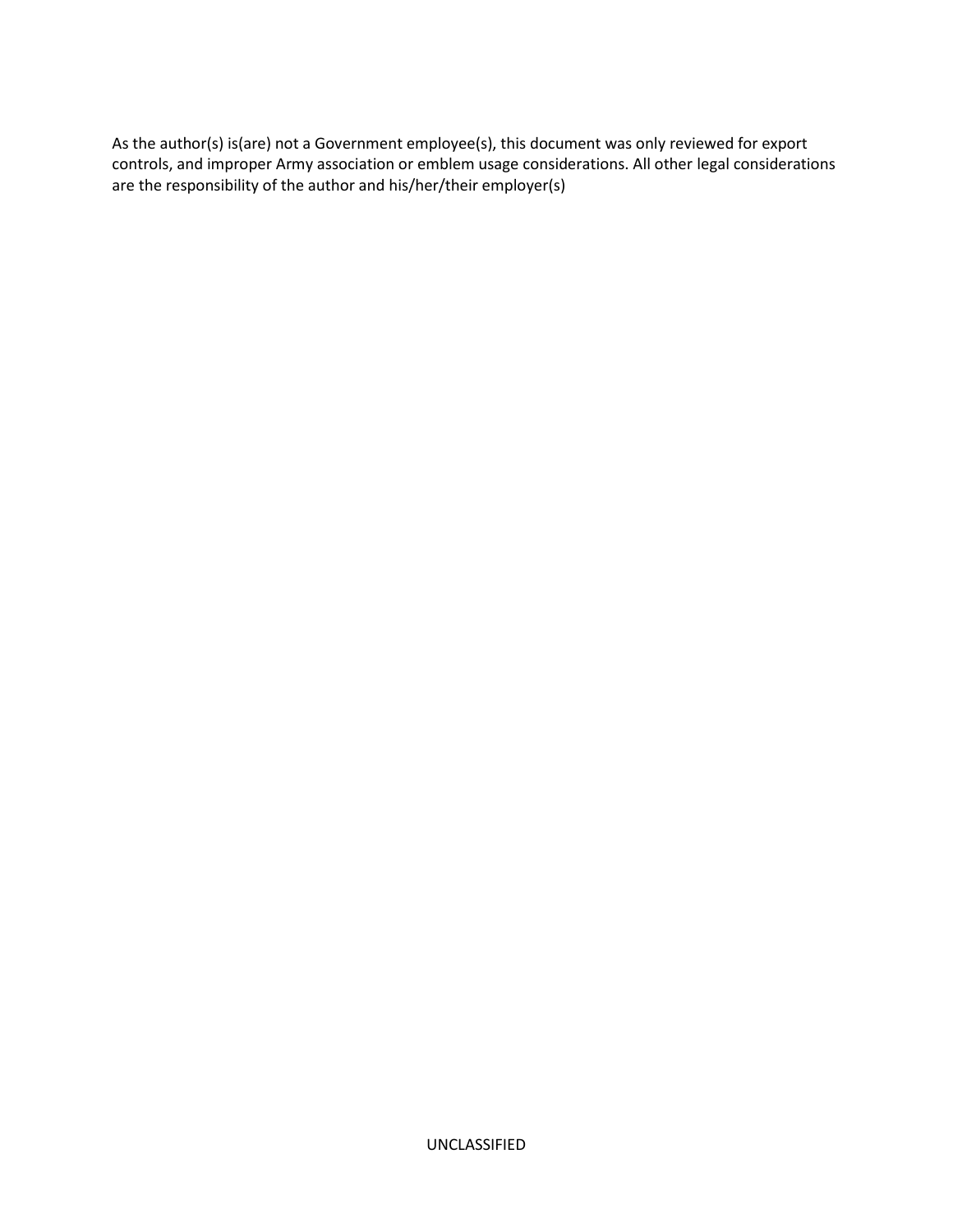As the author(s) is(are) not a Government employee(s), this document was only reviewed for export controls, and improper Army association or emblem usage considerations. All other legal considerations are the responsibility of the author and his/her/their employer(s)

UNCLASSIFIED